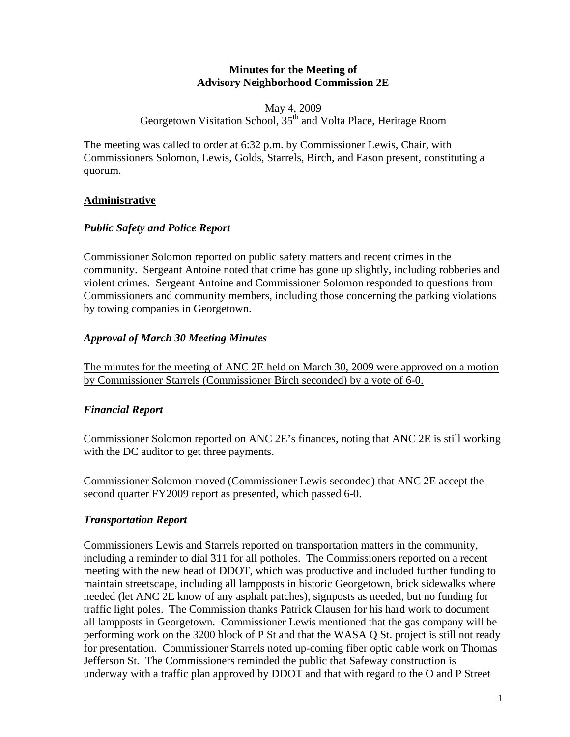**Minutes for the Meeting of Advisory Neighborhood Commission 2E**

May 4, 2009
Georgetown Visitation School, 35th and Volta Place, Heritage Room

The meeting was called to order at 6:32 p.m. by Commissioner Lewis, Chair, with Commissioners Solomon, Lewis, Golds, Starrels, Birch, and Eason present, constituting a quorum.

## Administrative

### *Public Safety and Police Report*

Commissioner Solomon reported on public safety matters and recent crimes in the community. Sergeant Antoine noted that crime has gone up slightly, including robberies and violent crimes. Sergeant Antoine and Commissioner Solomon responded to questions from Commissioners and community members, including those concerning the parking violations by towing companies in Georgetown.

### *Approval of March 30 Meeting Minutes*

The minutes for the meeting of ANC 2E held on March 30, 2009 were approved on a motion by Commissioner Starrels (Commissioner Birch seconded) by a vote of 6-0.

### *Financial Report*

Commissioner Solomon reported on ANC 2E's finances, noting that ANC 2E is still working with the DC auditor to get three payments.

Commissioner Solomon moved (Commissioner Lewis seconded) that ANC 2E accept the second quarter FY2009 report as presented, which passed 6-0.

### *Transportation Report*

Commissioners Lewis and Starrels reported on transportation matters in the community, including a reminder to dial 311 for all potholes. The Commissioners reported on a recent meeting with the new head of DDOT, which was productive and included further funding to maintain streetscape, including all lampposts in historic Georgetown, brick sidewalks where needed (let ANC 2E know of any asphalt patches), signposts as needed, but no funding for traffic light poles. The Commission thanks Patrick Clausen for his hard work to document all lampposts in Georgetown. Commissioner Lewis mentioned that the gas company will be performing work on the 3200 block of P St and that the WASA Q St. project is still not ready for presentation. Commissioner Starrels noted up-coming fiber optic cable work on Thomas Jefferson St. The Commissioners reminded the public that Safeway construction is underway with a traffic plan approved by DDOT and that with regard to the O and P Street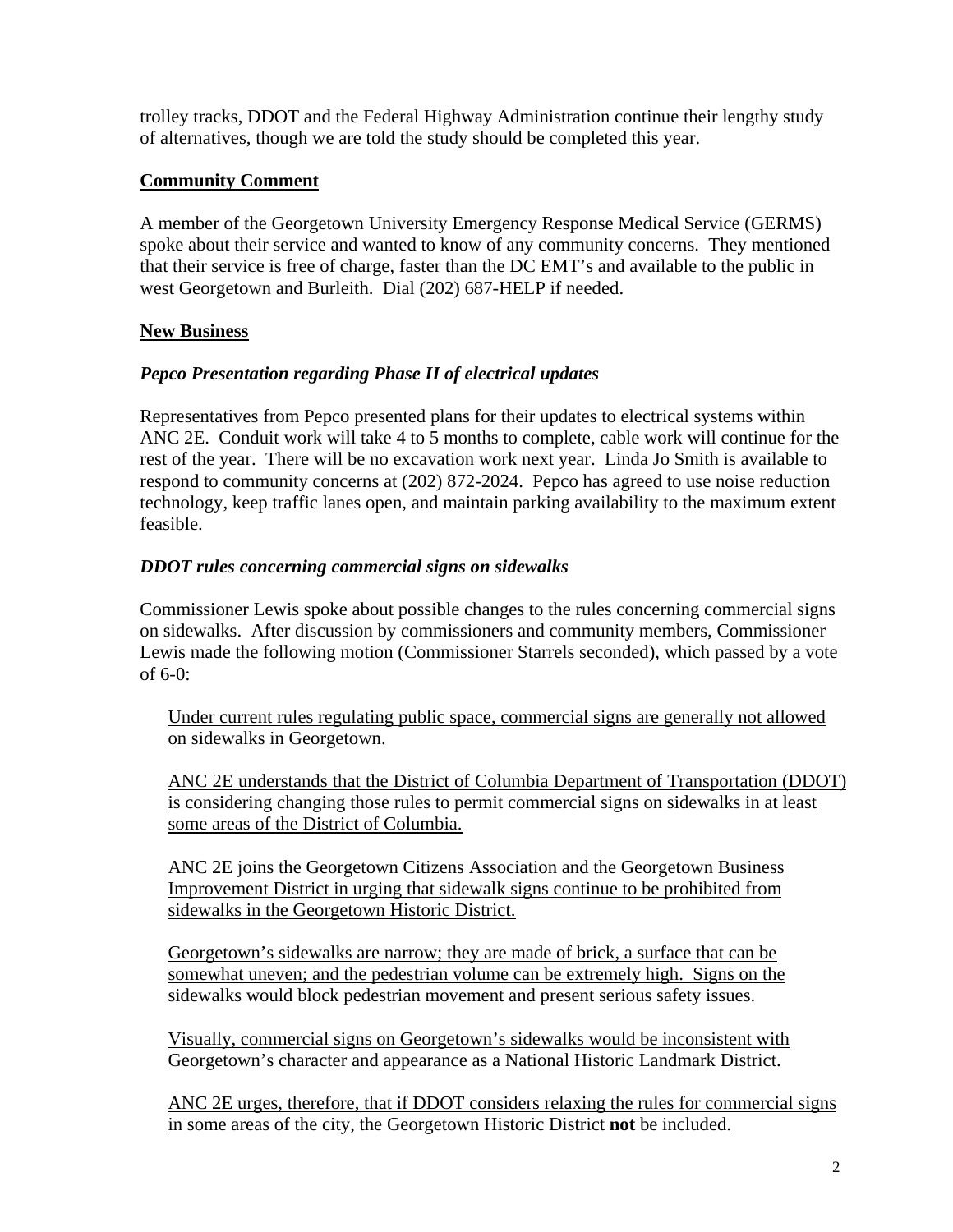trolley tracks, DDOT and the Federal Highway Administration continue their lengthy study of alternatives, though we are told the study should be completed this year.

## Community Comment

A member of the Georgetown University Emergency Response Medical Service (GERMS) spoke about their service and wanted to know of any community concerns. They mentioned that their service is free of charge, faster than the DC EMT's and available to the public in west Georgetown and Burleith. Dial (202) 687-HELP if needed.

## New Business

### *Pepco Presentation regarding Phase II of electrical updates*

Representatives from Pepco presented plans for their updates to electrical systems within ANC 2E. Conduit work will take 4 to 5 months to complete, cable work will continue for the rest of the year. There will be no excavation work next year. Linda Jo Smith is available to respond to community concerns at (202) 872-2024. Pepco has agreed to use noise reduction technology, keep traffic lanes open, and maintain parking availability to the maximum extent feasible.

### *DDOT rules concerning commercial signs on sidewalks*

Commissioner Lewis spoke about possible changes to the rules concerning commercial signs on sidewalks. After discussion by commissioners and community members, Commissioner Lewis made the following motion (Commissioner Starrels seconded), which passed by a vote of 6-0:

> Under current rules regulating public space, commercial signs are generally not allowed on sidewalks in Georgetown.
>
> ANC 2E understands that the District of Columbia Department of Transportation (DDOT) is considering changing those rules to permit commercial signs on sidewalks in at least some areas of the District of Columbia.
>
> ANC 2E joins the Georgetown Citizens Association and the Georgetown Business Improvement District in urging that sidewalk signs continue to be prohibited from sidewalks in the Georgetown Historic District.
>
> Georgetown's sidewalks are narrow; they are made of brick, a surface that can be somewhat uneven; and the pedestrian volume can be extremely high. Signs on the sidewalks would block pedestrian movement and present serious safety issues.
>
> Visually, commercial signs on Georgetown's sidewalks would be inconsistent with Georgetown's character and appearance as a National Historic Landmark District.
>
> ANC 2E urges, therefore, that if DDOT considers relaxing the rules for commercial signs in some areas of the city, the Georgetown Historic District **not** be included.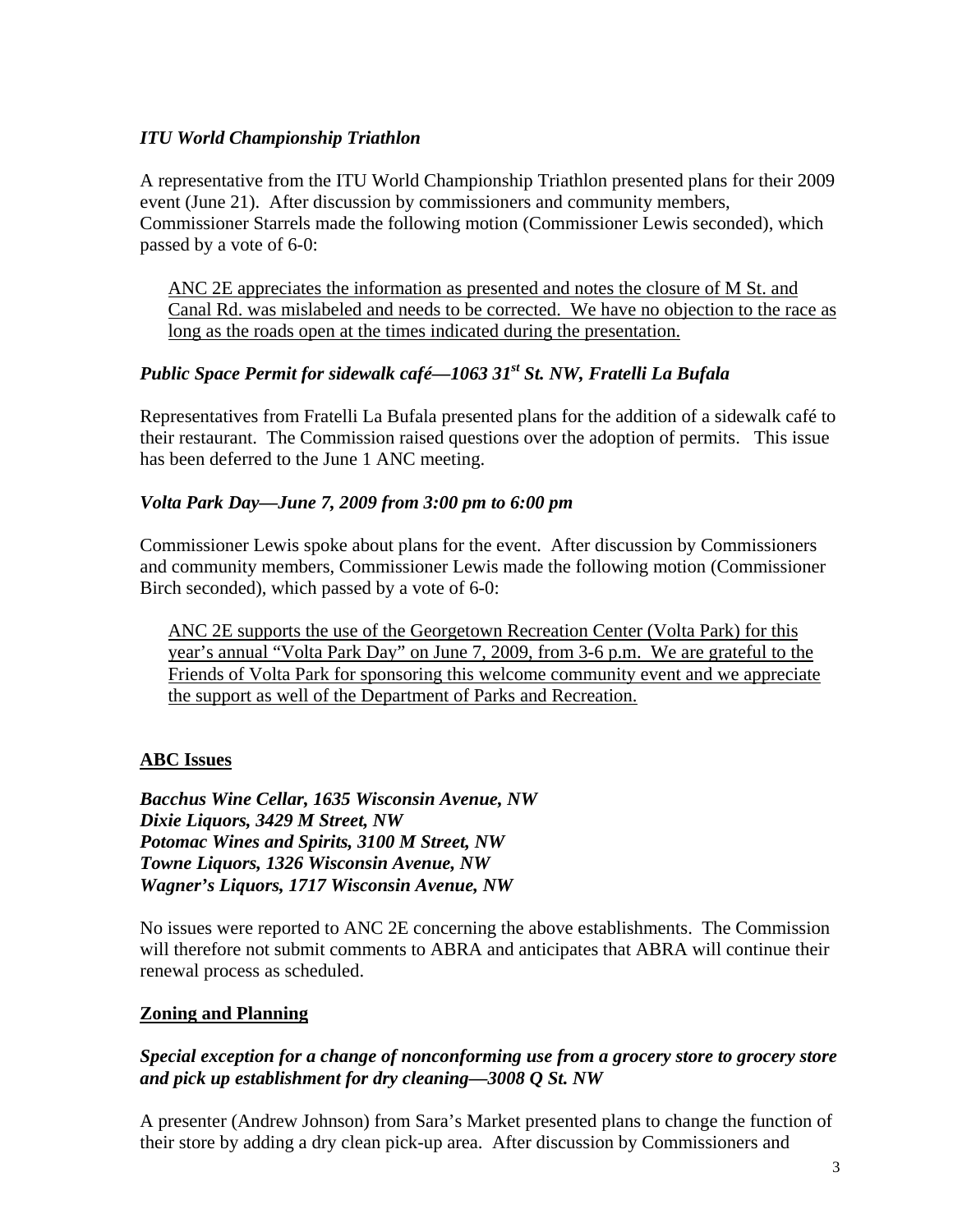*ITU World Championship Triathlon*

A representative from the ITU World Championship Triathlon presented plans for their 2009 event (June 21). After discussion by commissioners and community members, Commissioner Starrels made the following motion (Commissioner Lewis seconded), which passed by a vote of 6-0:

> <u>ANC 2E appreciates the information as presented and notes the closure of M St. and Canal Rd. was mislabeled and needs to be corrected. We have no objection to the race as long as the roads open at the times indicated during the presentation.</u>

***Public Space Permit for sidewalk café—1063 31st St. NW, Fratelli La Bufala***

Representatives from Fratelli La Bufala presented plans for the addition of a sidewalk café to their restaurant. The Commission raised questions over the adoption of permits. This issue has been deferred to the June 1 ANC meeting.

***Volta Park Day—June 7, 2009 from 3:00 pm to 6:00 pm***

Commissioner Lewis spoke about plans for the event. After discussion by Commissioners and community members, Commissioner Lewis made the following motion (Commissioner Birch seconded), which passed by a vote of 6-0:

> <u>ANC 2E supports the use of the Georgetown Recreation Center (Volta Park) for this year's annual "Volta Park Day" on June 7, 2009, from 3-6 p.m. We are grateful to the Friends of Volta Park for sponsoring this welcome community event and we appreciate the support as well of the Department of Parks and Recreation.</u>

## **ABC Issues**

***Bacchus Wine Cellar, 1635 Wisconsin Avenue, NW***
***Dixie Liquors, 3429 M Street, NW***
***Potomac Wines and Spirits, 3100 M Street, NW***
***Towne Liquors, 1326 Wisconsin Avenue, NW***
***Wagner's Liquors, 1717 Wisconsin Avenue, NW***

No issues were reported to ANC 2E concerning the above establishments. The Commission will therefore not submit comments to ABRA and anticipates that ABRA will continue their renewal process as scheduled.

## **Zoning and Planning**

***Special exception for a change of nonconforming use from a grocery store to grocery store and pick up establishment for dry cleaning—3008 Q St. NW***

A presenter (Andrew Johnson) from Sara's Market presented plans to change the function of their store by adding a dry clean pick-up area. After discussion by Commissioners and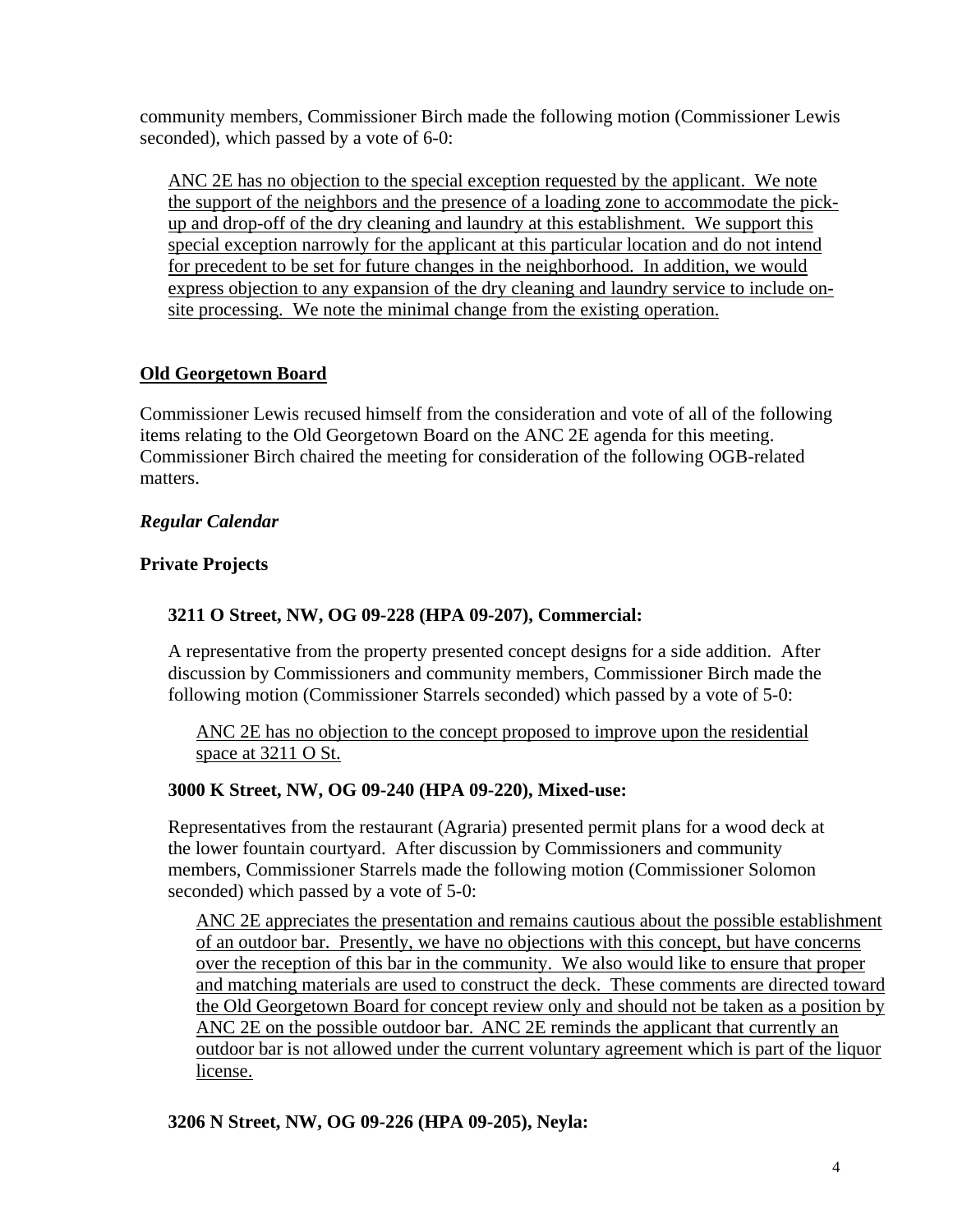community members, Commissioner Birch made the following motion (Commissioner Lewis seconded), which passed by a vote of 6-0:

> <u>ANC 2E has no objection to the special exception requested by the applicant. We note the support of the neighbors and the presence of a loading zone to accommodate the pick-up and drop-off of the dry cleaning and laundry at this establishment. We support this special exception narrowly for the applicant at this particular location and do not intend for precedent to be set for future changes in the neighborhood. In addition, we would express objection to any expansion of the dry cleaning and laundry service to include on-site processing. We note the minimal change from the existing operation.</u>

## <u>Old Georgetown Board</u>

Commissioner Lewis recused himself from the consideration and vote of all of the following items relating to the Old Georgetown Board on the ANC 2E agenda for this meeting. Commissioner Birch chaired the meeting for consideration of the following OGB-related matters.

### *Regular Calendar*

### Private Projects

#### 3211 O Street, NW, OG 09-228 (HPA 09-207), Commercial:

A representative from the property presented concept designs for a side addition. After discussion by Commissioners and community members, Commissioner Birch made the following motion (Commissioner Starrels seconded) which passed by a vote of 5-0:

> <u>ANC 2E has no objection to the concept proposed to improve upon the residential space at 3211 O St.</u>

#### 3000 K Street, NW, OG 09-240 (HPA 09-220), Mixed-use:

Representatives from the restaurant (Agraria) presented permit plans for a wood deck at the lower fountain courtyard. After discussion by Commissioners and community members, Commissioner Starrels made the following motion (Commissioner Solomon seconded) which passed by a vote of 5-0:

> <u>ANC 2E appreciates the presentation and remains cautious about the possible establishment of an outdoor bar. Presently, we have no objections with this concept, but have concerns over the reception of this bar in the community. We also would like to ensure that proper and matching materials are used to construct the deck. These comments are directed toward the Old Georgetown Board for concept review only and should not be taken as a position by ANC 2E on the possible outdoor bar. ANC 2E reminds the applicant that currently an outdoor bar is not allowed under the current voluntary agreement which is part of the liquor license.</u>

#### 3206 N Street, NW, OG 09-226 (HPA 09-205), Neyla: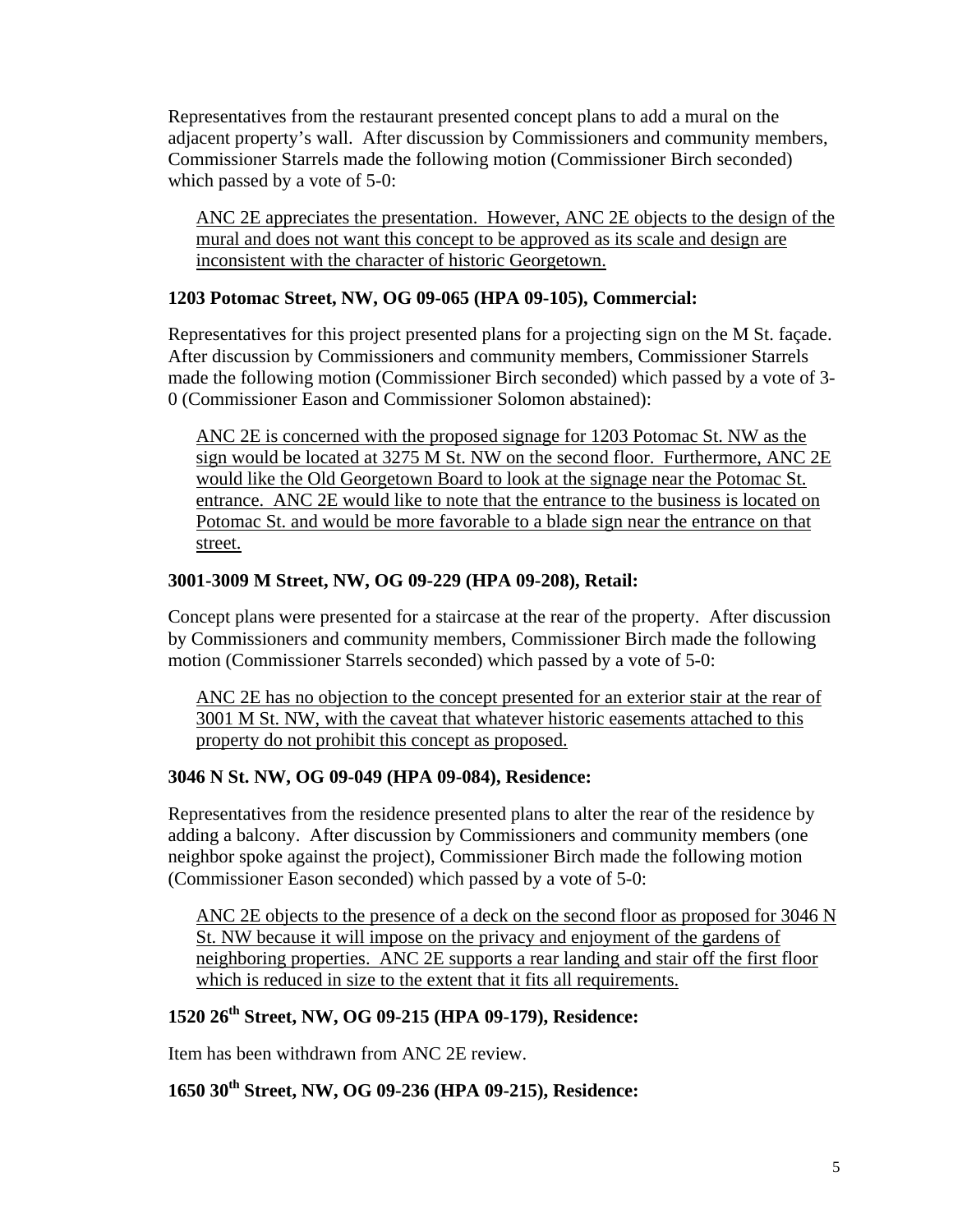Representatives from the restaurant presented concept plans to add a mural on the adjacent property's wall. After discussion by Commissioners and community members, Commissioner Starrels made the following motion (Commissioner Birch seconded) which passed by a vote of 5-0:

> <u>ANC 2E appreciates the presentation. However, ANC 2E objects to the design of the mural and does not want this concept to be approved as its scale and design are inconsistent with the character of historic Georgetown.</u>

**1203 Potomac Street, NW, OG 09-065 (HPA 09-105), Commercial:**

Representatives for this project presented plans for a projecting sign on the M St. façade. After discussion by Commissioners and community members, Commissioner Starrels made the following motion (Commissioner Birch seconded) which passed by a vote of 3-0 (Commissioner Eason and Commissioner Solomon abstained):

> <u>ANC 2E is concerned with the proposed signage for 1203 Potomac St. NW as the sign would be located at 3275 M St. NW on the second floor. Furthermore, ANC 2E would like the Old Georgetown Board to look at the signage near the Potomac St. entrance. ANC 2E would like to note that the entrance to the business is located on Potomac St. and would be more favorable to a blade sign near the entrance on that street.</u>

**3001-3009 M Street, NW, OG 09-229 (HPA 09-208), Retail:**

Concept plans were presented for a staircase at the rear of the property. After discussion by Commissioners and community members, Commissioner Birch made the following motion (Commissioner Starrels seconded) which passed by a vote of 5-0:

> <u>ANC 2E has no objection to the concept presented for an exterior stair at the rear of 3001 M St. NW, with the caveat that whatever historic easements attached to this property do not prohibit this concept as proposed.</u>

**3046 N St. NW, OG 09-049 (HPA 09-084), Residence:**

Representatives from the residence presented plans to alter the rear of the residence by adding a balcony. After discussion by Commissioners and community members (one neighbor spoke against the project), Commissioner Birch made the following motion (Commissioner Eason seconded) which passed by a vote of 5-0:

> <u>ANC 2E objects to the presence of a deck on the second floor as proposed for 3046 N St. NW because it will impose on the privacy and enjoyment of the gardens of neighboring properties. ANC 2E supports a rear landing and stair off the first floor which is reduced in size to the extent that it fits all requirements.</u>

**1520 26th Street, NW, OG 09-215 (HPA 09-179), Residence:**

Item has been withdrawn from ANC 2E review.

**1650 30th Street, NW, OG 09-236 (HPA 09-215), Residence:**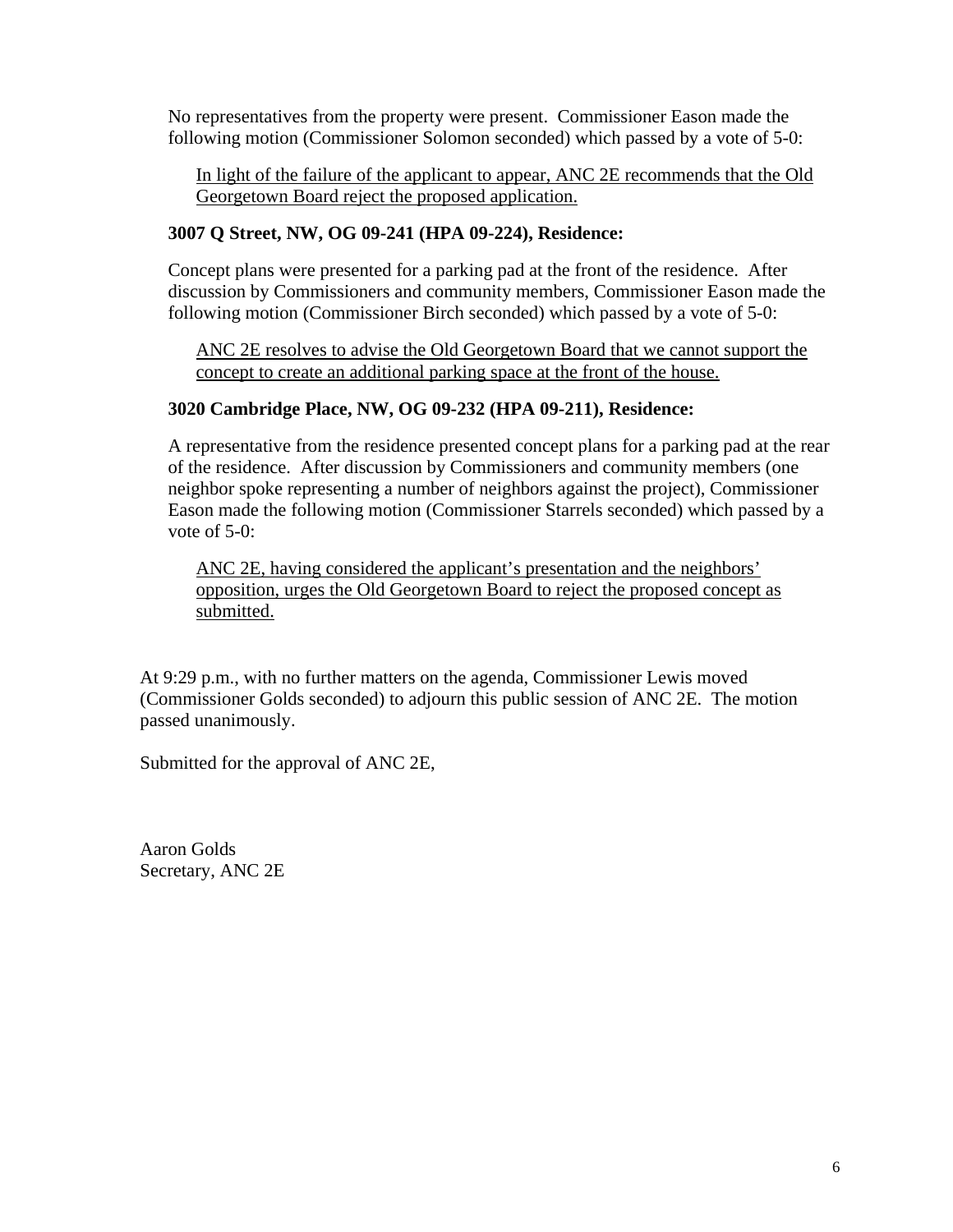No representatives from the property were present. Commissioner Eason made the following motion (Commissioner Solomon seconded) which passed by a vote of 5-0:

> In light of the failure of the applicant to appear, ANC 2E recommends that the Old Georgetown Board reject the proposed application.

**3007 Q Street, NW, OG 09-241 (HPA 09-224), Residence:**

Concept plans were presented for a parking pad at the front of the residence. After discussion by Commissioners and community members, Commissioner Eason made the following motion (Commissioner Birch seconded) which passed by a vote of 5-0:

> ANC 2E resolves to advise the Old Georgetown Board that we cannot support the concept to create an additional parking space at the front of the house.

**3020 Cambridge Place, NW, OG 09-232 (HPA 09-211), Residence:**

A representative from the residence presented concept plans for a parking pad at the rear of the residence. After discussion by Commissioners and community members (one neighbor spoke representing a number of neighbors against the project), Commissioner Eason made the following motion (Commissioner Starrels seconded) which passed by a vote of 5-0:

> ANC 2E, having considered the applicant's presentation and the neighbors' opposition, urges the Old Georgetown Board to reject the proposed concept as submitted.

At 9:29 p.m., with no further matters on the agenda, Commissioner Lewis moved (Commissioner Golds seconded) to adjourn this public session of ANC 2E. The motion passed unanimously.

Submitted for the approval of ANC 2E,

Aaron Golds
Secretary, ANC 2E